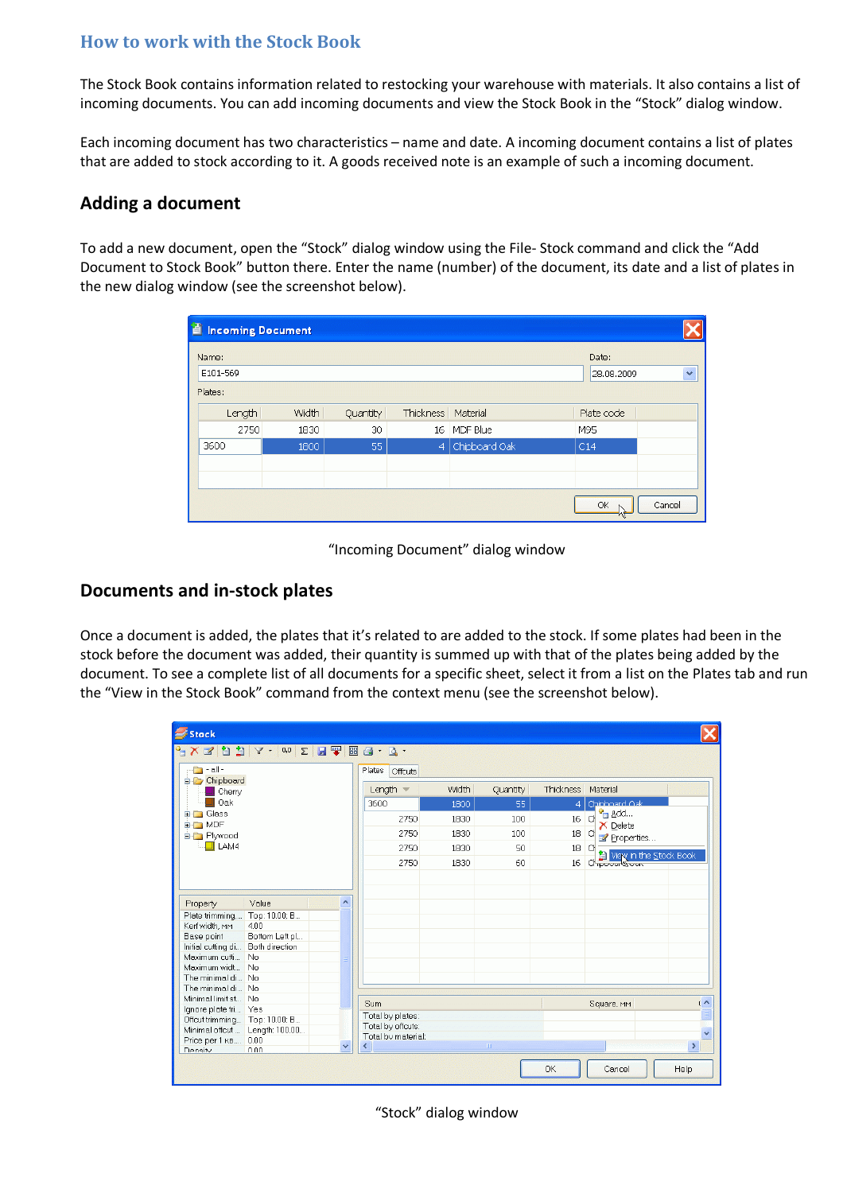# How to work with the Stock Book

The Stock Book contains information related to restocking your warehouse with materials. It also contains a list of incoming documents. You can add incoming documents and view the Stock Book in the "Stock" dialog window.

Each incoming document has two characteristics – name and date. A incoming document contains a list of plates that are added to stock according to it. A goods received note is an example of such a incoming document.

## Adding a document

To add a new document, open the "Stock" dialog window using the File- Stock command and click the "Add Document to Stock Book" button there. Enter the name (number) of the document, its date and a list of plates in the new dialog window (see the screenshot below).

"Incoming Document" dialog window

## Documents and in-stock plates

Once a document is added, the plates that it's related to are added to the stock. If some plates had been in the stock before the document was added, their quantity is summed up with that of the plates being added by the document. To see a complete list of all documents for a specific sheet, select it from a list on the Plates tab and run the "View in the Stock Book" command from the context menu (see the screenshot below).

"Stock" dialog window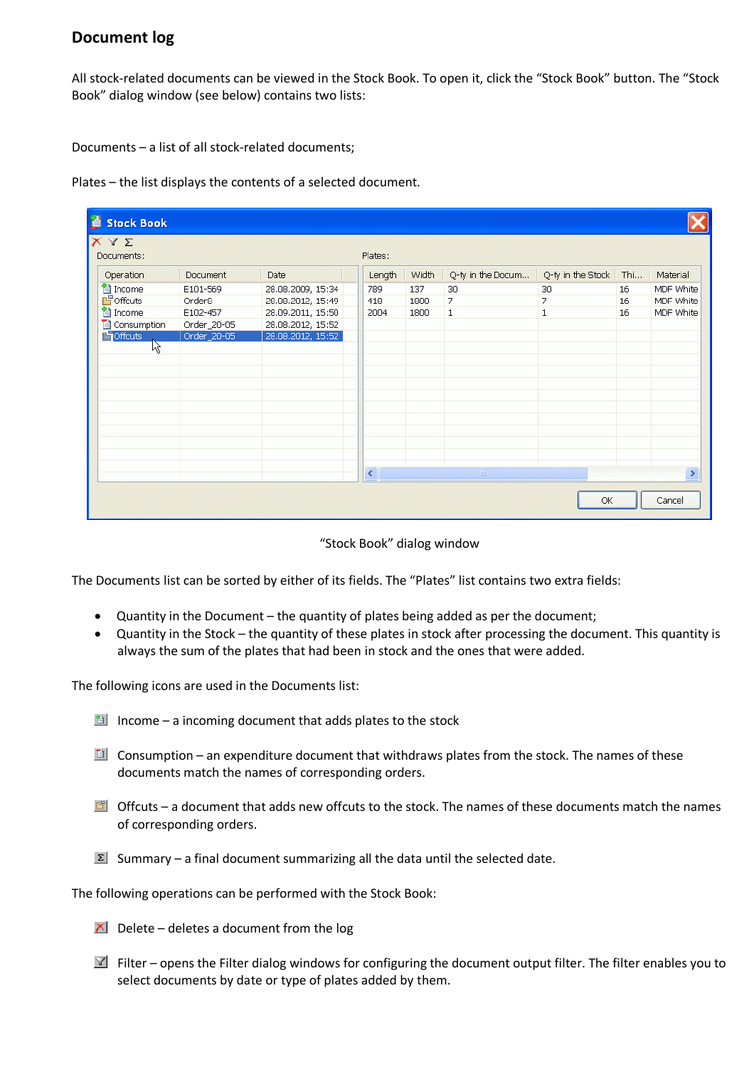## Document log

All stock-related documents can be viewed in the Stock Book. To open it, click the “Stock Book” button. The “Stock Book” dialog window (see below) contains two lists:

Documents – a list of all stock-related documents;

Plates – the list displays the contents of a selected document.

“Stock Book” dialog window

The Documents list can be sorted by either of its fields. The “Plates” list contains two extra fields:

- Quantity in the Document – the quantity of plates being added as per the document;
- Quantity in the Stock – the quantity of these plates in stock after processing the document. This quantity is always the sum of the plates that had been in stock and the ones that were added.

The following icons are used in the Documents list:

Income – a incoming document that adds plates to the stock

Consumption – an expenditure document that withdraws plates from the stock. The names of these documents match the names of corresponding orders.

Offcuts – a document that adds new offcuts to the stock. The names of these documents match the names of corresponding orders.

Summary – a final document summarizing all the data until the selected date.

The following operations can be performed with the Stock Book:

Delete – deletes a document from the log

Filter – opens the Filter dialog windows for configuring the document output filter. The filter enables you to select documents by date or type of plates added by them.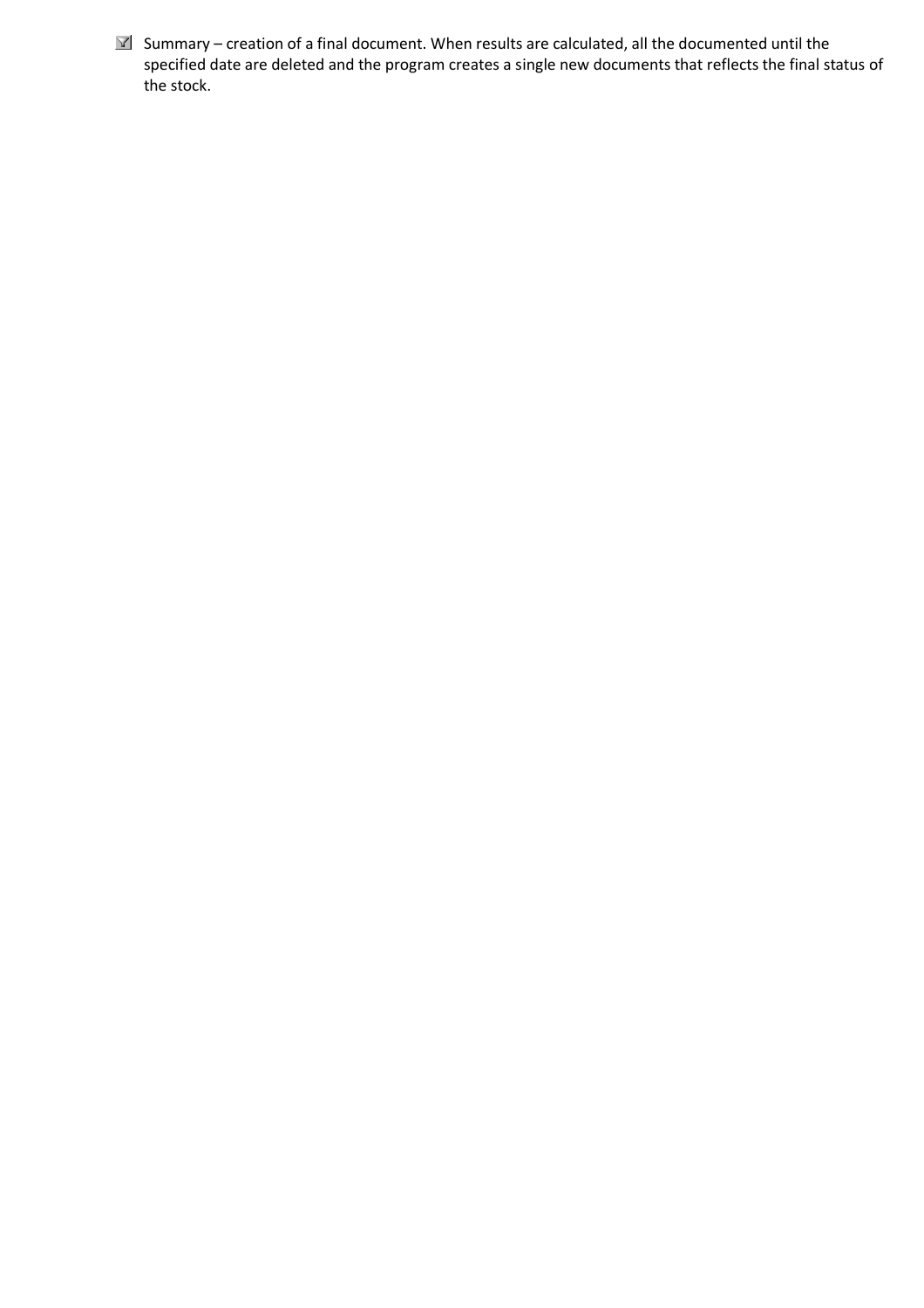- [x] Summary – creation of a final document. When results are calculated, all the documented until the specified date are deleted and the program creates a single new documents that reflects the final status of the stock.